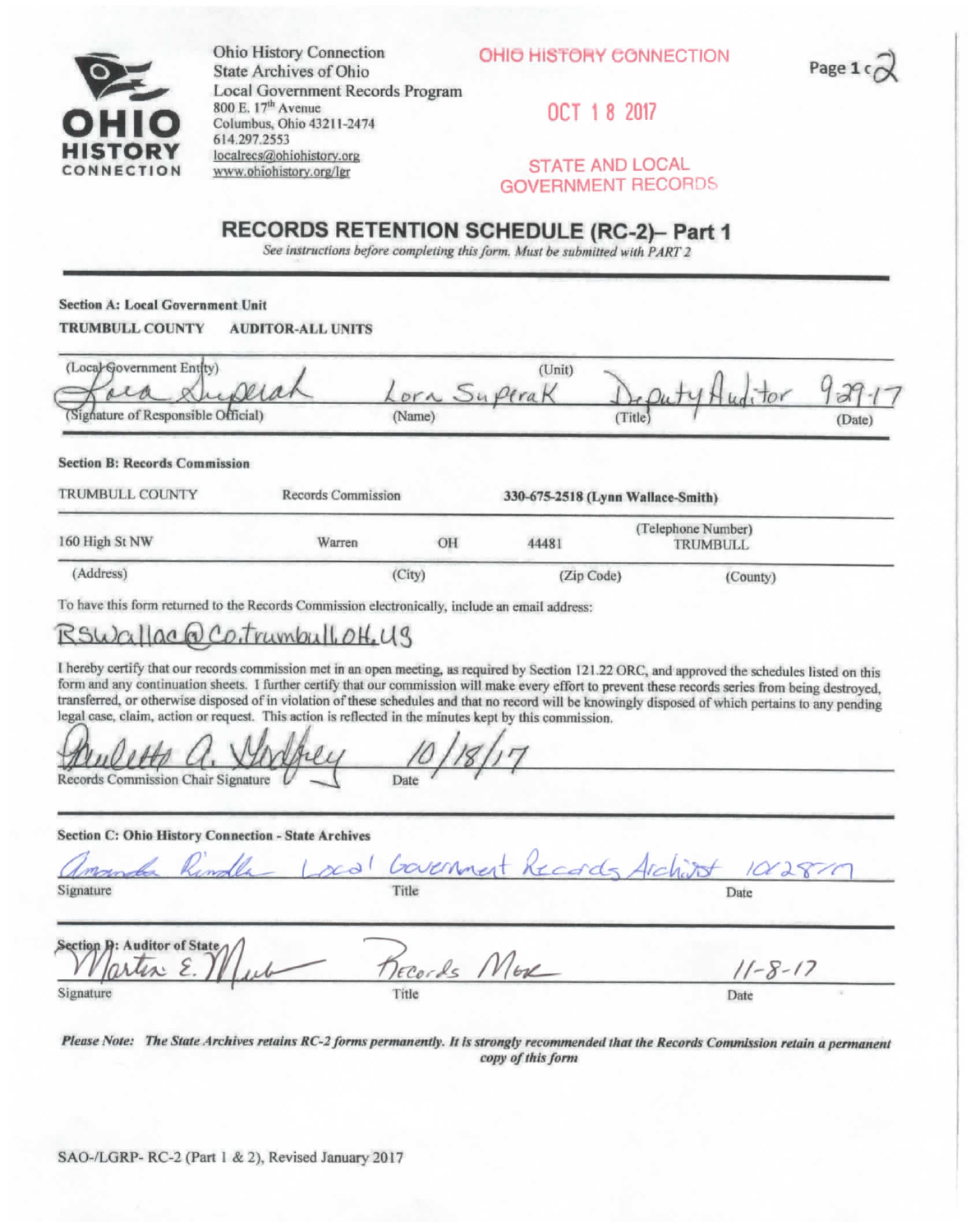Ohio History Connection
State Archives of Ohio
Local Government Records Program
800 E. 17th Avenue
Columbus, Ohio 43211-2474
614.297.2553
localrecs@ohiohistory.org
www.ohiohistory.org/lgr

OHIO HISTORY CONNECTION

OCT 18 2017

STATE AND LOCAL GOVERNMENT RECORDS

# RECORDS RETENTION SCHEDULE (RC-2)– Part 1

*See instructions before completing this form. Must be submitted with PART 2*

**Section A: Local Government Unit**

**TRUMBULL COUNTY** **AUDITOR-ALL UNITS**

(Local Government Entity) (Unit)

Lora Superak Lora Superak Deputy Auditor 9-29-17

(Signature of Responsible Official) (Name) (Title) (Date)

**Section B: Records Commission**

TRUMBULL COUNTY Records Commission **330-675-2518 (Lynn Wallace-Smith)**

(Telephone Number)

160 High St NW Warren OH 44481 TRUMBULL

(Address) (City) (Zip Code) (County)

To have this form returned to the Records Commission electronically, include an email address:

RSWallac@Co.trumbull.OH.US

I hereby certify that our records commission met in an open meeting, as required by Section 121.22 ORC, and approved the schedules listed on this form and any continuation sheets. I further certify that our commission will make every effort to prevent these records series from being destroyed, transferred, or otherwise disposed of in violation of these schedules and that no record will be knowingly disposed of which pertains to any pending legal case, claim, action or request. This action is reflected in the minutes kept by this commission.

Paulette A. Godfrey 10/18/17

Records Commission Chair Signature Date

**Section C: Ohio History Connection - State Archives**

Amanda Rindler Local Government Records Archivist 10/28/17

Signature Title Date

**Section D: Auditor of State**

Martin E. Meek Records Mgr 11-8-17

Signature Title Date

***Please Note:** The State Archives retains RC-2 forms permanently. It is strongly recommended that the Records Commission retain a permanent copy of this form*

SAO-/LGRP- RC-2 (Part 1 & 2), Revised January 2017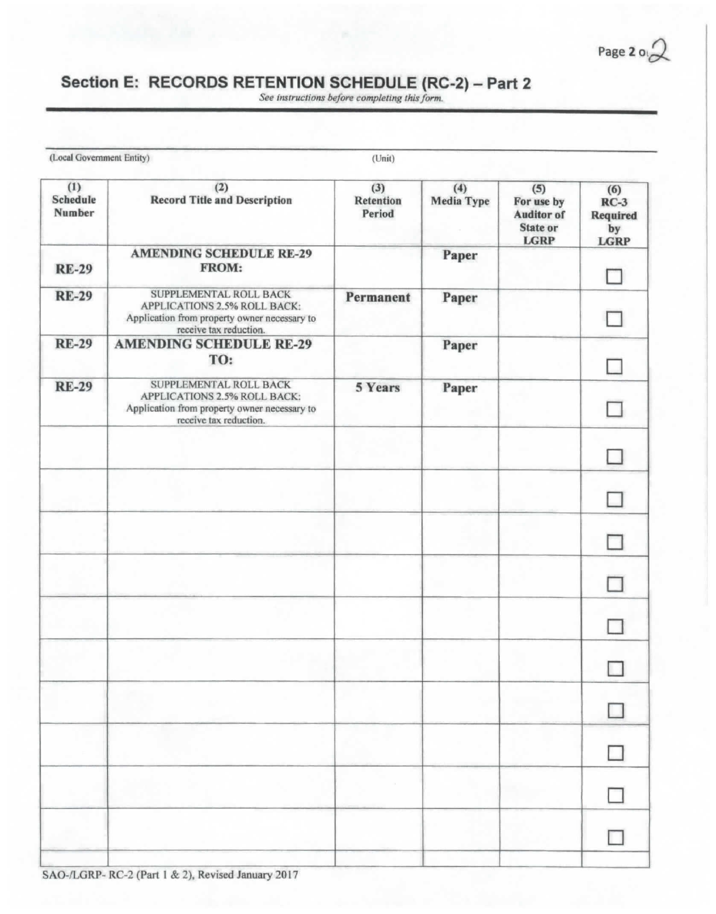## Section E: RECORDS RETENTION SCHEDULE (RC-2) – Part 2

*See instructions before completing this form.*

(Local Government Entity) (Unit)

| (1) Schedule Number | (2) Record Title and Description | (3) Retention Period | (4) Media Type | (5) For use by Auditor of State or LGRP | (6) RC-3 Required by LGRP |
|---|---|---|---|---|---|
| RE-29 | **AMENDING SCHEDULE RE-29 FROM:** | | Paper | | ☐ |
| RE-29 | SUPPLEMENTAL ROLL BACK APPLICATIONS 2.5% ROLL BACK: Application from property owner necessary to receive tax reduction. | Permanent | Paper | | ☐ |
| RE-29 | **AMENDING SCHEDULE RE-29 TO:** | | Paper | | ☐ |
| RE-29 | SUPPLEMENTAL ROLL BACK APPLICATIONS 2.5% ROLL BACK: Application from property owner necessary to receive tax reduction. | 5 Years | Paper | | ☐ |
| | | | | | ☐ |
| | | | | | ☐ |
| | | | | | ☐ |
| | | | | | ☐ |
| | | | | | ☐ |
| | | | | | ☐ |
| | | | | | ☐ |
| | | | | | ☐ |
| | | | | | ☐ |
| | | | | | ☐ |

SAO-/LGRP- RC-2 (Part 1 & 2), Revised January 2017